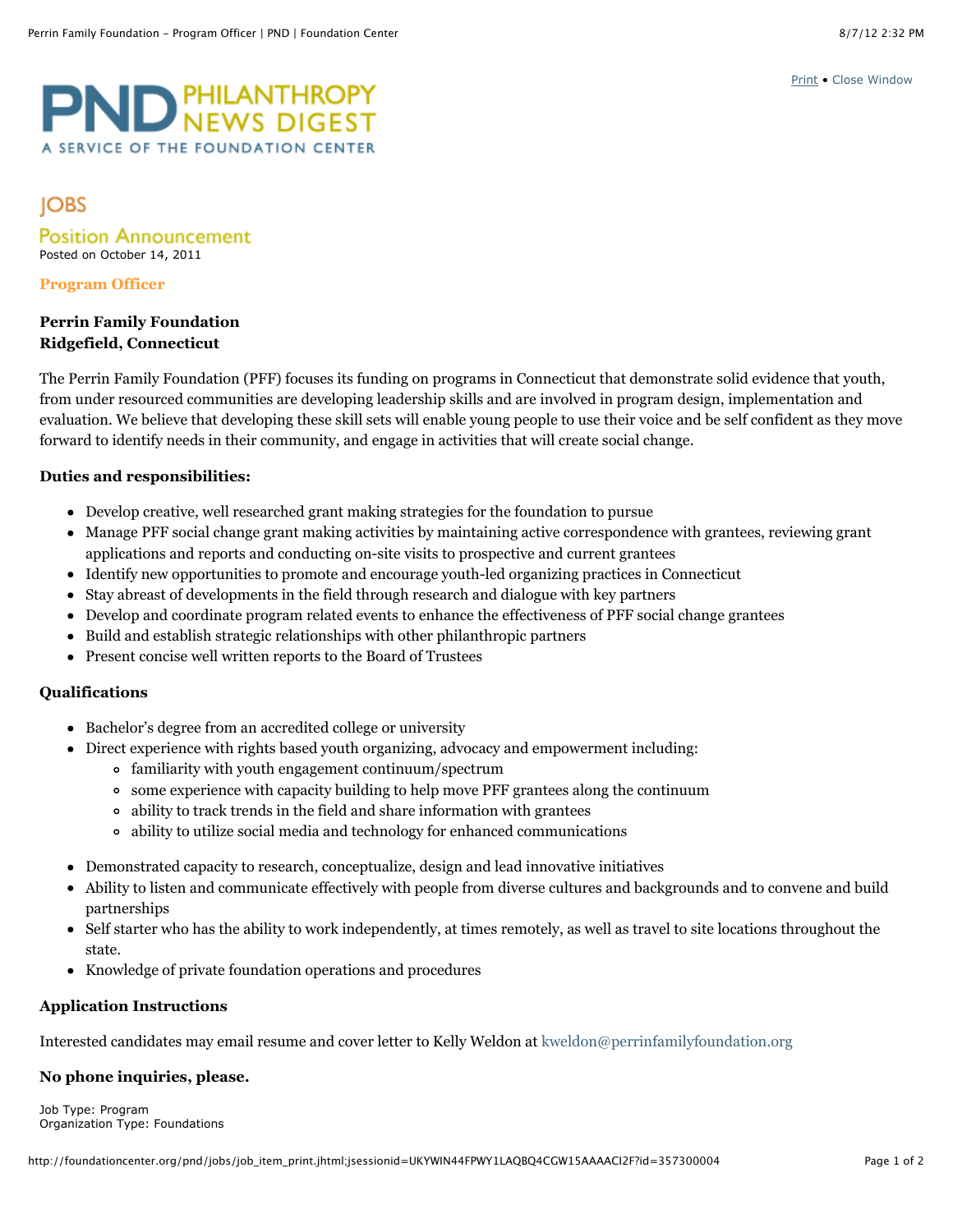# PND PHILANTHROPY NEWS DIGEST

A SERVICE OF THE FOUNDATION CENTER

## JOBS

### Position Announcement

Posted on October 14, 2011

### Program Officer

**Perrin Family Foundation**
**Ridgefield, Connecticut**

The Perrin Family Foundation (PFF) focuses its funding on programs in Connecticut that demonstrate solid evidence that youth, from under resourced communities are developing leadership skills and are involved in program design, implementation and evaluation. We believe that developing these skill sets will enable young people to use their voice and be self confident as they move forward to identify needs in their community, and engage in activities that will create social change.

**Duties and responsibilities:**

- Develop creative, well researched grant making strategies for the foundation to pursue
- Manage PFF social change grant making activities by maintaining active correspondence with grantees, reviewing grant applications and reports and conducting on-site visits to prospective and current grantees
- Identify new opportunities to promote and encourage youth-led organizing practices in Connecticut
- Stay abreast of developments in the field through research and dialogue with key partners
- Develop and coordinate program related events to enhance the effectiveness of PFF social change grantees
- Build and establish strategic relationships with other philanthropic partners
- Present concise well written reports to the Board of Trustees

**Qualifications**

- Bachelor's degree from an accredited college or university
- Direct experience with rights based youth organizing, advocacy and empowerment including:
  - familiarity with youth engagement continuum/spectrum
  - some experience with capacity building to help move PFF grantees along the continuum
  - ability to track trends in the field and share information with grantees
  - ability to utilize social media and technology for enhanced communications
- Demonstrated capacity to research, conceptualize, design and lead innovative initiatives
- Ability to listen and communicate effectively with people from diverse cultures and backgrounds and to convene and build partnerships
- Self starter who has the ability to work independently, at times remotely, as well as travel to site locations throughout the state.
- Knowledge of private foundation operations and procedures

**Application Instructions**

Interested candidates may email resume and cover letter to Kelly Weldon at kweldon@perrinfamilyfoundation.org

**No phone inquiries, please.**

Job Type: Program
Organization Type: Foundations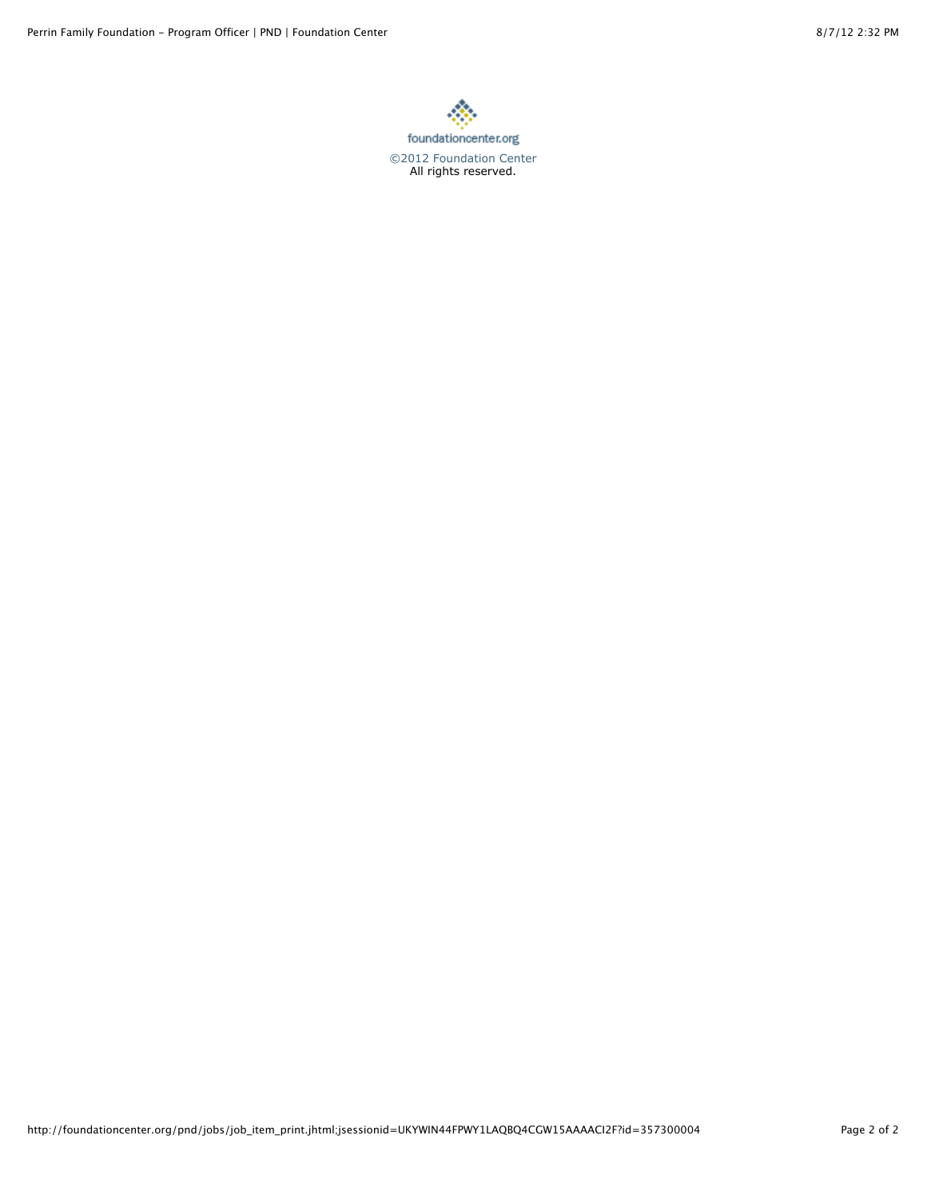foundationcenter.org

©2012 Foundation Center
All rights reserved.